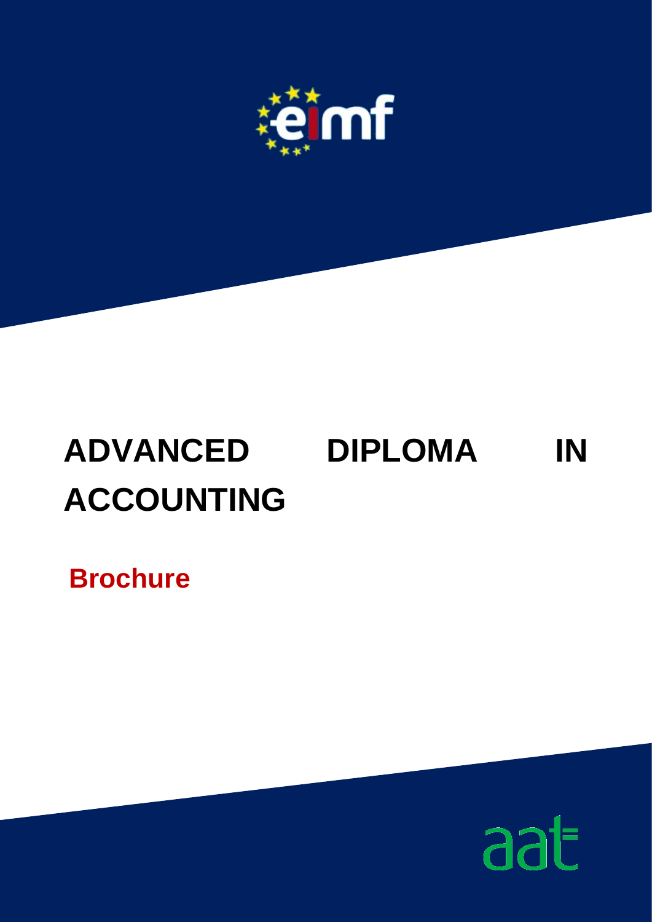# ADVANCED DIPLOMA IN ACCOUNTING

## Brochure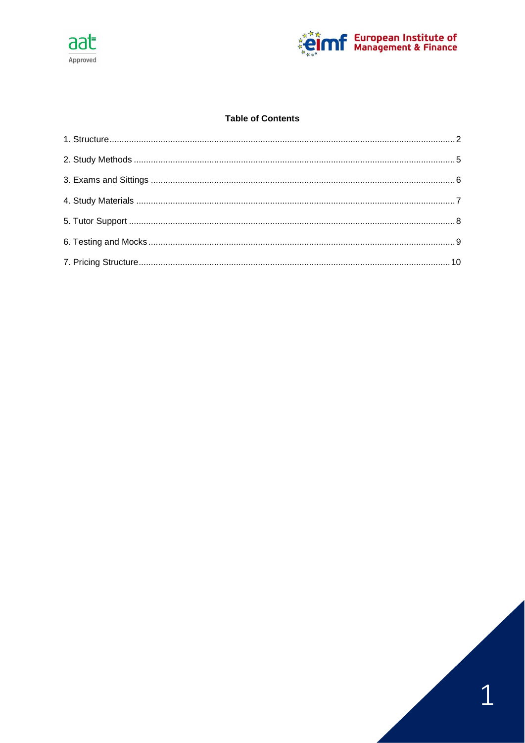**Table of Contents**

1. Structure ........ 2
2. Study Methods ........ 5
3. Exams and Sittings ........ 6
4. Study Materials ........ 7
5. Tutor Support ........ 8
6. Testing and Mocks ........ 9
7. Pricing Structure ........ 10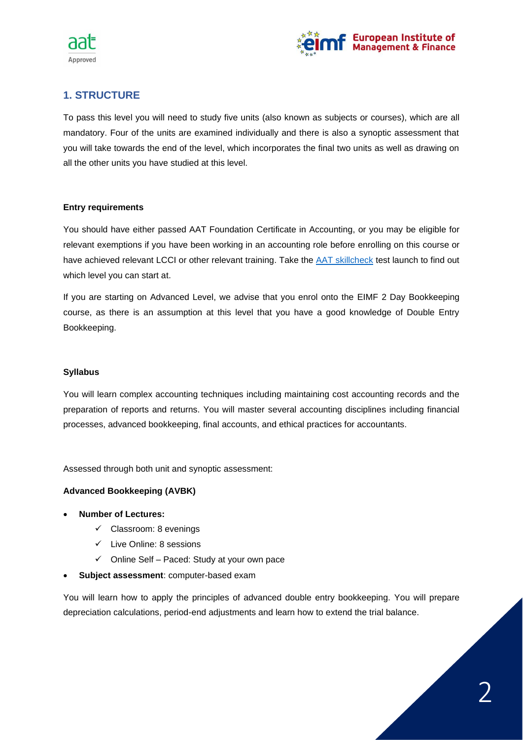## 1. STRUCTURE

To pass this level you will need to study five units (also known as subjects or courses), which are all mandatory. Four of the units are examined individually and there is also a synoptic assessment that you will take towards the end of the level, which incorporates the final two units as well as drawing on all the other units you have studied at this level.

**Entry requirements**

You should have either passed AAT Foundation Certificate in Accounting, or you may be eligible for relevant exemptions if you have been working in an accounting role before enrolling on this course or have achieved relevant LCCI or other relevant training. Take the AAT skillcheck test launch to find out which level you can start at.

If you are starting on Advanced Level, we advise that you enrol onto the EIMF 2 Day Bookkeeping course, as there is an assumption at this level that you have a good knowledge of Double Entry Bookkeeping.

**Syllabus**

You will learn complex accounting techniques including maintaining cost accounting records and the preparation of reports and returns. You will master several accounting disciplines including financial processes, advanced bookkeeping, final accounts, and ethical practices for accountants.

Assessed through both unit and synoptic assessment:

**Advanced Bookkeeping (AVBK)**

- **Number of Lectures:**
  - ✓ Classroom: 8 evenings
  - ✓ Live Online: 8 sessions
  - ✓ Online Self – Paced: Study at your own pace
- **Subject assessment**: computer-based exam

You will learn how to apply the principles of advanced double entry bookkeeping. You will prepare depreciation calculations, period-end adjustments and learn how to extend the trial balance.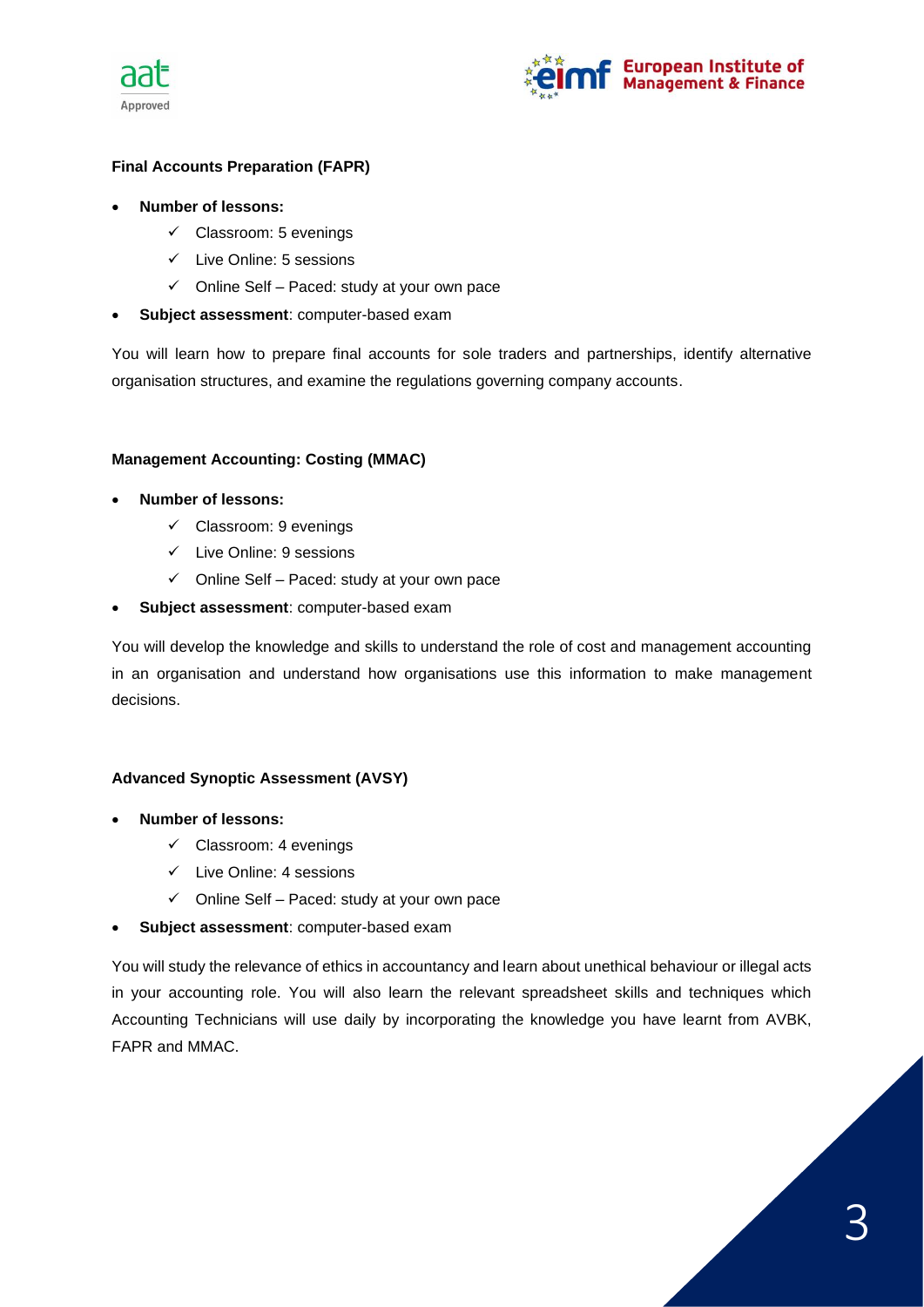### Final Accounts Preparation (FAPR)

- **Number of lessons:**
  - ✓ Classroom: 5 evenings
  - ✓ Live Online: 5 sessions
  - ✓ Online Self – Paced: study at your own pace
- **Subject assessment**: computer-based exam

You will learn how to prepare final accounts for sole traders and partnerships, identify alternative organisation structures, and examine the regulations governing company accounts.

### Management Accounting: Costing (MMAC)

- **Number of lessons:**
  - ✓ Classroom: 9 evenings
  - ✓ Live Online: 9 sessions
  - ✓ Online Self – Paced: study at your own pace
- **Subject assessment**: computer-based exam

You will develop the knowledge and skills to understand the role of cost and management accounting in an organisation and understand how organisations use this information to make management decisions.

### Advanced Synoptic Assessment (AVSY)

- **Number of lessons:**
  - ✓ Classroom: 4 evenings
  - ✓ Live Online: 4 sessions
  - ✓ Online Self – Paced: study at your own pace
- **Subject assessment**: computer-based exam

You will study the relevance of ethics in accountancy and learn about unethical behaviour or illegal acts in your accounting role. You will also learn the relevant spreadsheet skills and techniques which Accounting Technicians will use daily by incorporating the knowledge you have learnt from AVBK, FAPR and MMAC.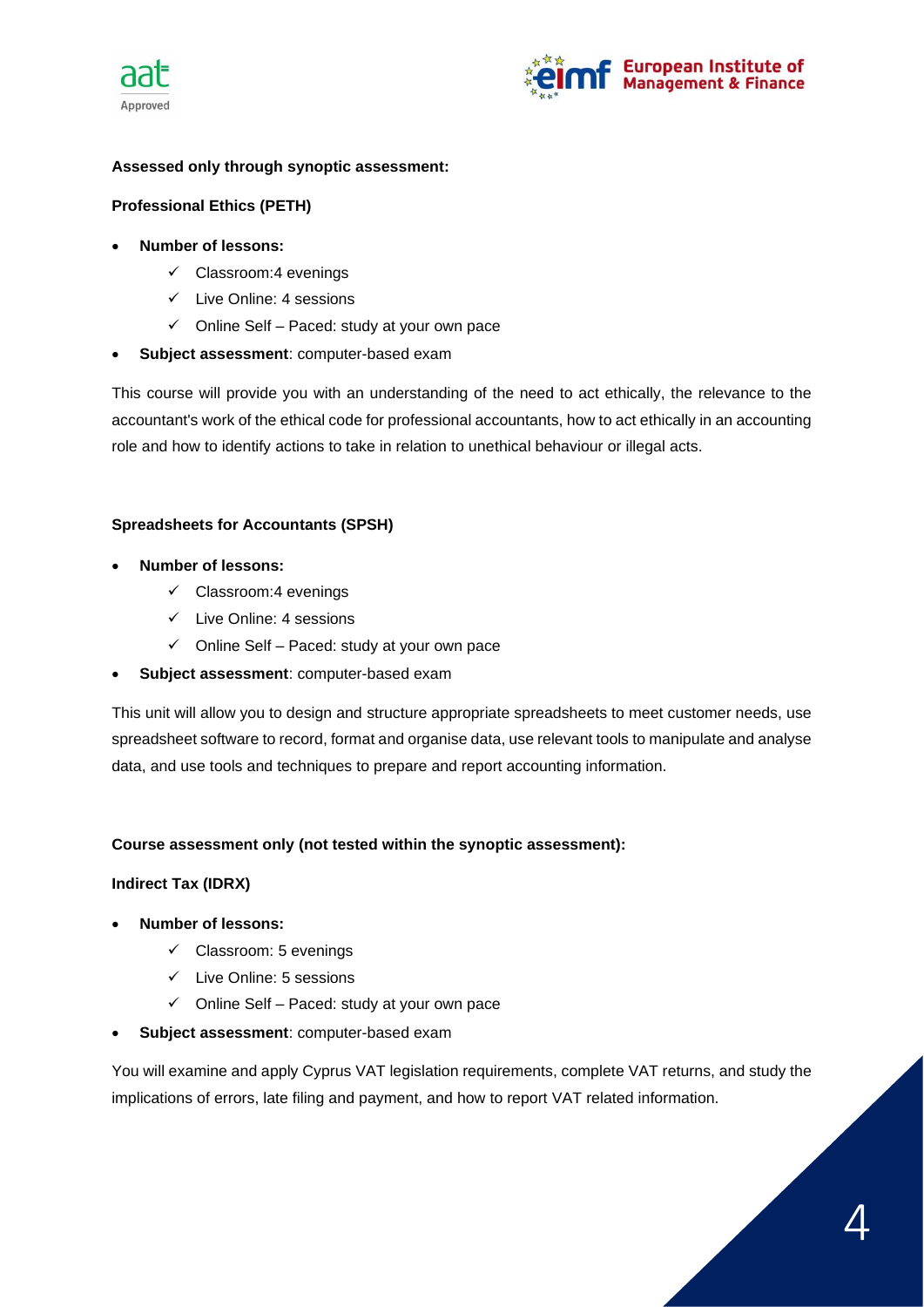**Assessed only through synoptic assessment:**

**Professional Ethics (PETH)**

- **Number of lessons:**
  - ✓ Classroom:4 evenings
  - ✓ Live Online: 4 sessions
  - ✓ Online Self – Paced: study at your own pace
- **Subject assessment**: computer-based exam

This course will provide you with an understanding of the need to act ethically, the relevance to the accountant's work of the ethical code for professional accountants, how to act ethically in an accounting role and how to identify actions to take in relation to unethical behaviour or illegal acts.

**Spreadsheets for Accountants (SPSH)**

- **Number of lessons:**
  - ✓ Classroom:4 evenings
  - ✓ Live Online: 4 sessions
  - ✓ Online Self – Paced: study at your own pace
- **Subject assessment**: computer-based exam

This unit will allow you to design and structure appropriate spreadsheets to meet customer needs, use spreadsheet software to record, format and organise data, use relevant tools to manipulate and analyse data, and use tools and techniques to prepare and report accounting information.

**Course assessment only (not tested within the synoptic assessment):**

**Indirect Tax (IDRX)**

- **Number of lessons:**
  - ✓ Classroom: 5 evenings
  - ✓ Live Online: 5 sessions
  - ✓ Online Self – Paced: study at your own pace
- **Subject assessment**: computer-based exam

You will examine and apply Cyprus VAT legislation requirements, complete VAT returns, and study the implications of errors, late filing and payment, and how to report VAT related information.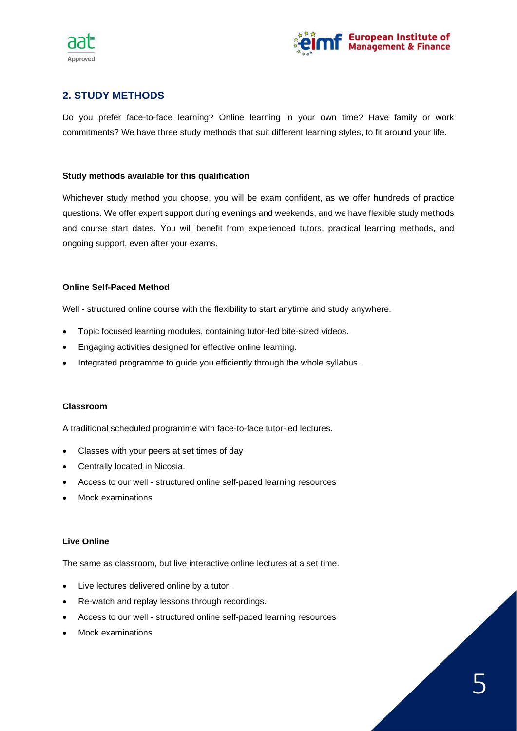## 2. STUDY METHODS

Do you prefer face-to-face learning? Online learning in your own time? Have family or work commitments? We have three study methods that suit different learning styles, to fit around your life.

**Study methods available for this qualification**

Whichever study method you choose, you will be exam confident, as we offer hundreds of practice questions. We offer expert support during evenings and weekends, and we have flexible study methods and course start dates. You will benefit from experienced tutors, practical learning methods, and ongoing support, even after your exams.

**Online Self-Paced Method**

Well - structured online course with the flexibility to start anytime and study anywhere.

- Topic focused learning modules, containing tutor-led bite-sized videos.
- Engaging activities designed for effective online learning.
- Integrated programme to guide you efficiently through the whole syllabus.

**Classroom**

A traditional scheduled programme with face-to-face tutor-led lectures.

- Classes with your peers at set times of day
- Centrally located in Nicosia.
- Access to our well - structured online self-paced learning resources
- Mock examinations

**Live Online**

The same as classroom, but live interactive online lectures at a set time.

- Live lectures delivered online by a tutor.
- Re-watch and replay lessons through recordings.
- Access to our well - structured online self-paced learning resources
- Mock examinations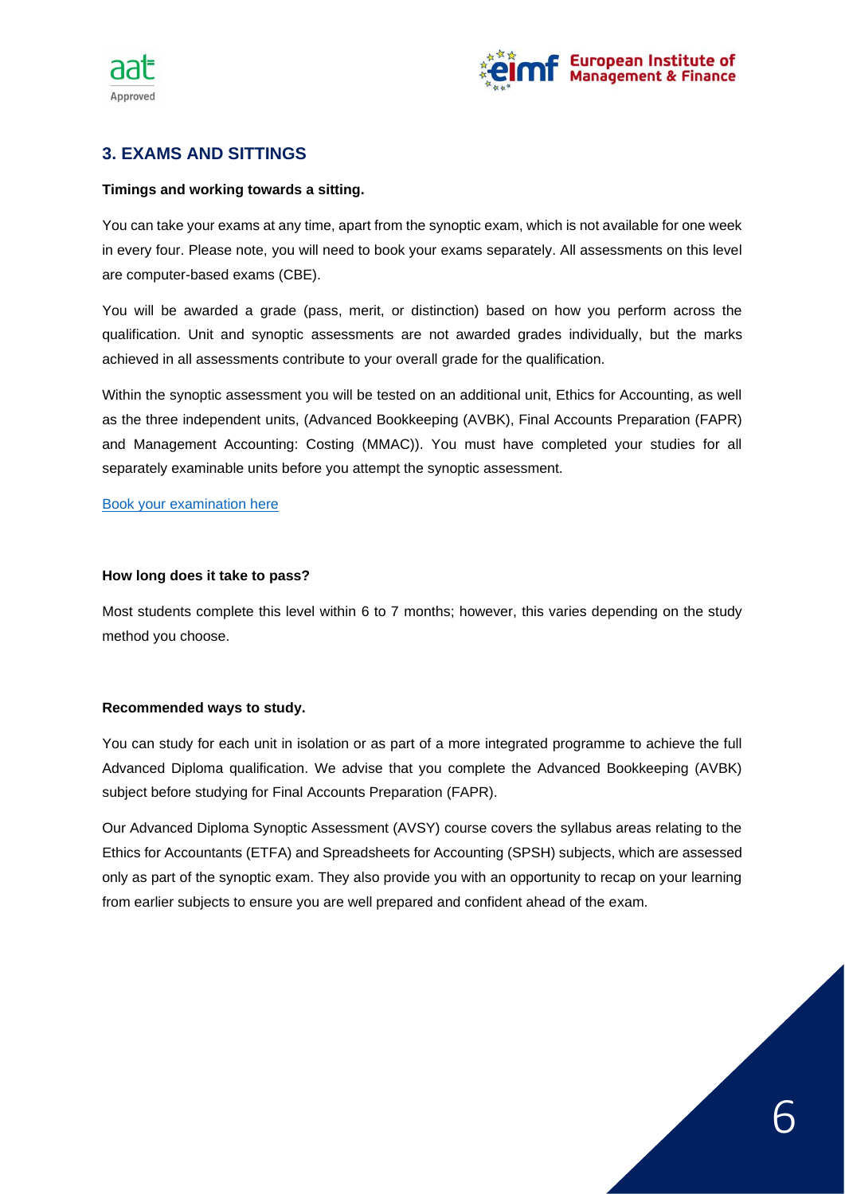## 3. EXAMS AND SITTINGS

**Timings and working towards a sitting.**

You can take your exams at any time, apart from the synoptic exam, which is not available for one week in every four. Please note, you will need to book your exams separately. All assessments on this level are computer-based exams (CBE).

You will be awarded a grade (pass, merit, or distinction) based on how you perform across the qualification. Unit and synoptic assessments are not awarded grades individually, but the marks achieved in all assessments contribute to your overall grade for the qualification.

Within the synoptic assessment you will be tested on an additional unit, Ethics for Accounting, as well as the three independent units, (Advanced Bookkeeping (AVBK), Final Accounts Preparation (FAPR) and Management Accounting: Costing (MMAC)). You must have completed your studies for all separately examinable units before you attempt the synoptic assessment.

Book your examination here

**How long does it take to pass?**

Most students complete this level within 6 to 7 months; however, this varies depending on the study method you choose.

**Recommended ways to study.**

You can study for each unit in isolation or as part of a more integrated programme to achieve the full Advanced Diploma qualification. We advise that you complete the Advanced Bookkeeping (AVBK) subject before studying for Final Accounts Preparation (FAPR).

Our Advanced Diploma Synoptic Assessment (AVSY) course covers the syllabus areas relating to the Ethics for Accountants (ETFA) and Spreadsheets for Accounting (SPSH) subjects, which are assessed only as part of the synoptic exam. They also provide you with an opportunity to recap on your learning from earlier subjects to ensure you are well prepared and confident ahead of the exam.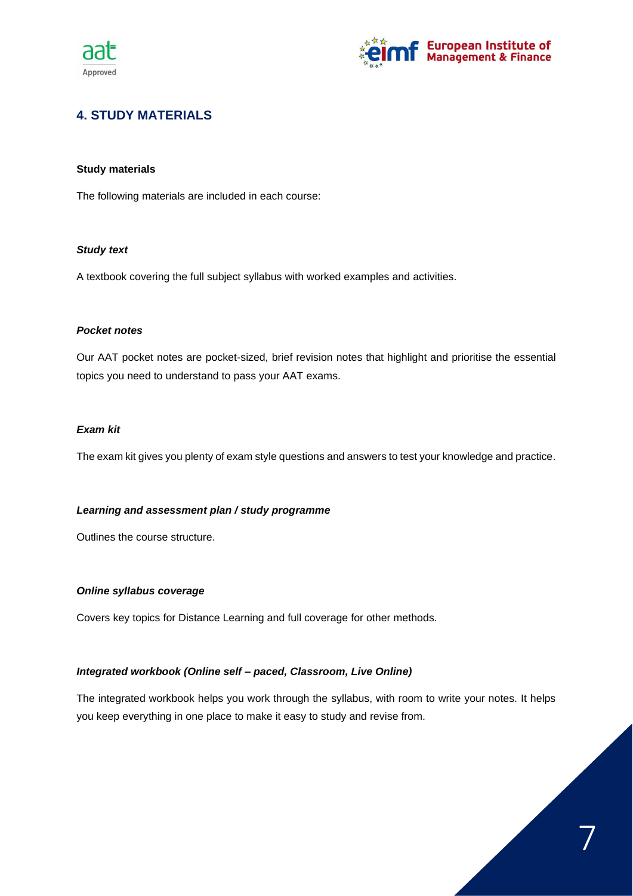## 4. STUDY MATERIALS

**Study materials**

The following materials are included in each course:

***Study text***

A textbook covering the full subject syllabus with worked examples and activities.

***Pocket notes***

Our AAT pocket notes are pocket-sized, brief revision notes that highlight and prioritise the essential topics you need to understand to pass your AAT exams.

***Exam kit***

The exam kit gives you plenty of exam style questions and answers to test your knowledge and practice.

***Learning and assessment plan / study programme***

Outlines the course structure.

***Online syllabus coverage***

Covers key topics for Distance Learning and full coverage for other methods.

***Integrated workbook (Online self – paced, Classroom, Live Online)***

The integrated workbook helps you work through the syllabus, with room to write your notes. It helps you keep everything in one place to make it easy to study and revise from.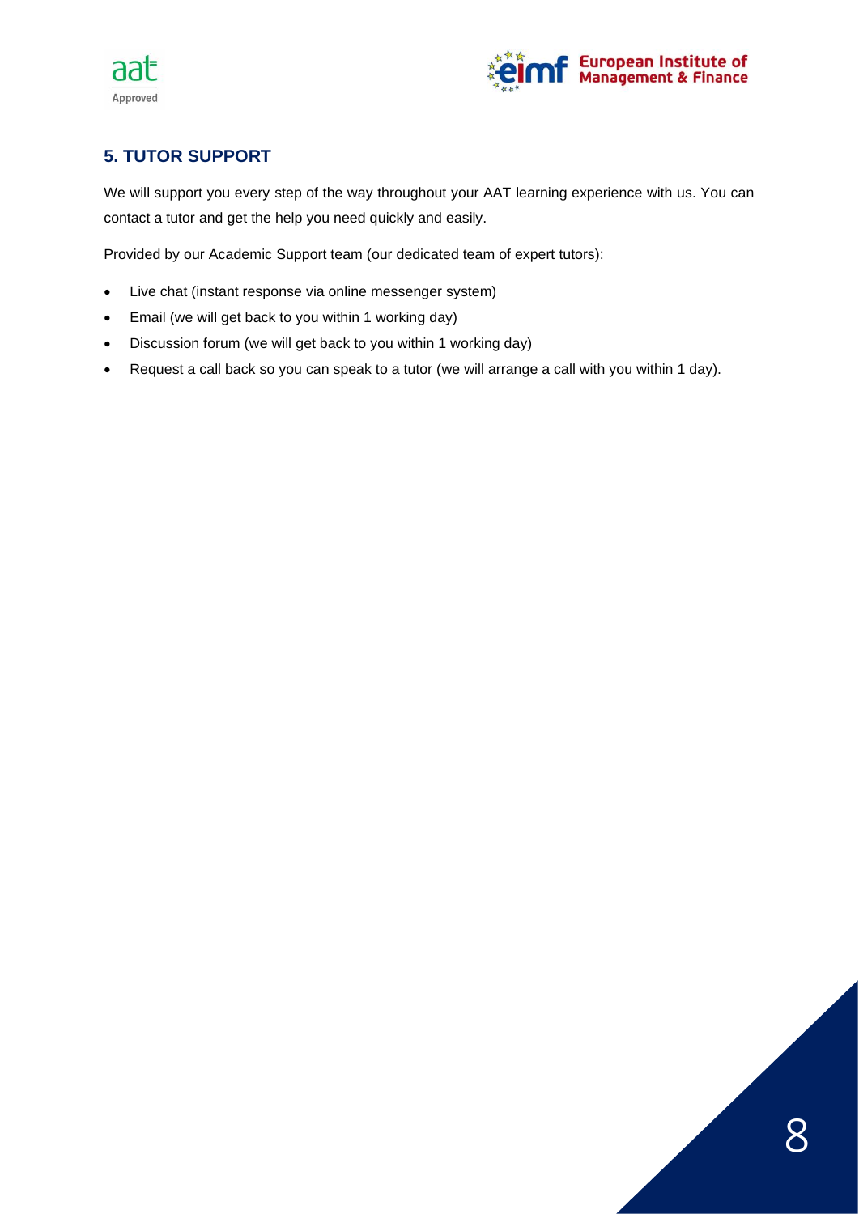## 5. TUTOR SUPPORT

We will support you every step of the way throughout your AAT learning experience with us. You can contact a tutor and get the help you need quickly and easily.

Provided by our Academic Support team (our dedicated team of expert tutors):

- Live chat (instant response via online messenger system)
- Email (we will get back to you within 1 working day)
- Discussion forum (we will get back to you within 1 working day)
- Request a call back so you can speak to a tutor (we will arrange a call with you within 1 day).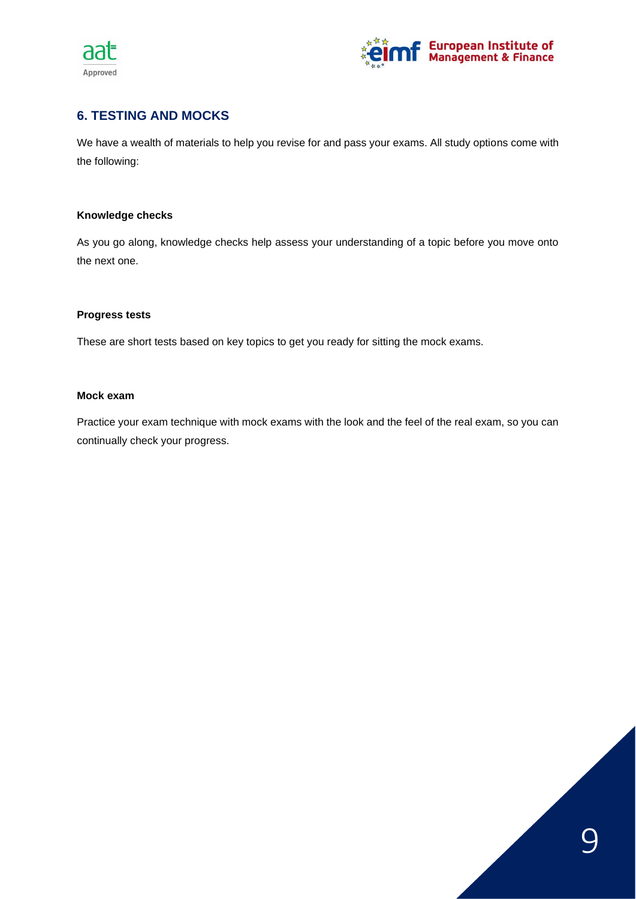## 6. TESTING AND MOCKS

We have a wealth of materials to help you revise for and pass your exams. All study options come with the following:

**Knowledge checks**

As you go along, knowledge checks help assess your understanding of a topic before you move onto the next one.

**Progress tests**

These are short tests based on key topics to get you ready for sitting the mock exams.

**Mock exam**

Practice your exam technique with mock exams with the look and the feel of the real exam, so you can continually check your progress.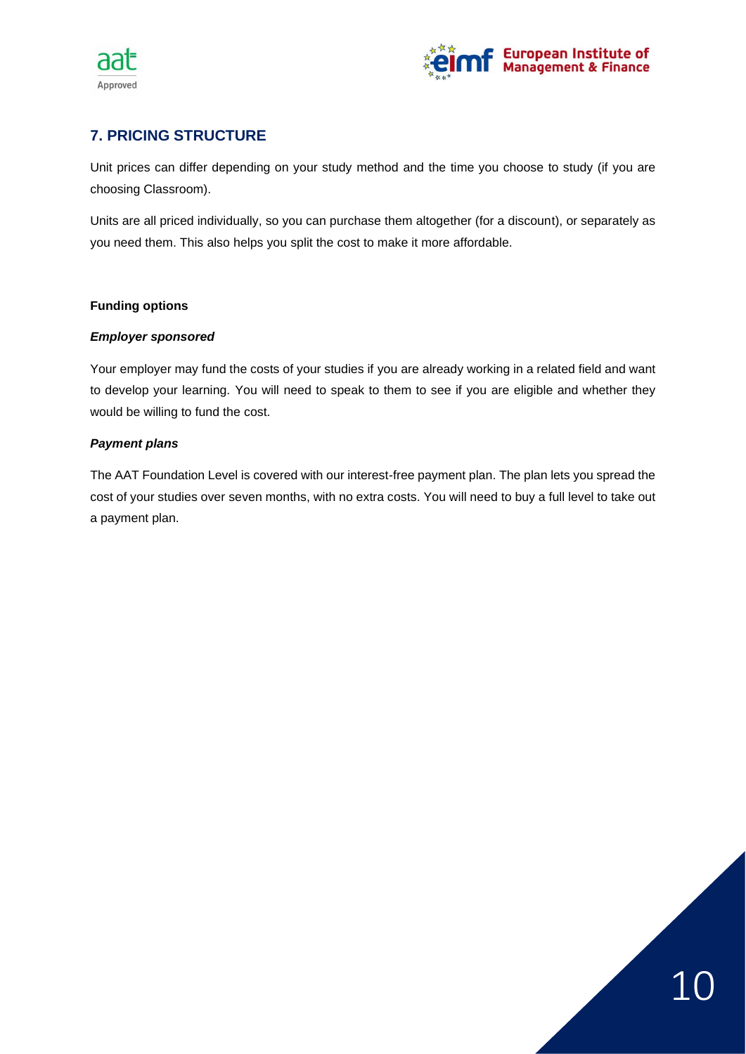## 7. PRICING STRUCTURE

Unit prices can differ depending on your study method and the time you choose to study (if you are choosing Classroom).

Units are all priced individually, so you can purchase them altogether (for a discount), or separately as you need them. This also helps you split the cost to make it more affordable.

**Funding options**

***Employer sponsored***

Your employer may fund the costs of your studies if you are already working in a related field and want to develop your learning. You will need to speak to them to see if you are eligible and whether they would be willing to fund the cost.

***Payment plans***

The AAT Foundation Level is covered with our interest-free payment plan. The plan lets you spread the cost of your studies over seven months, with no extra costs. You will need to buy a full level to take out a payment plan.